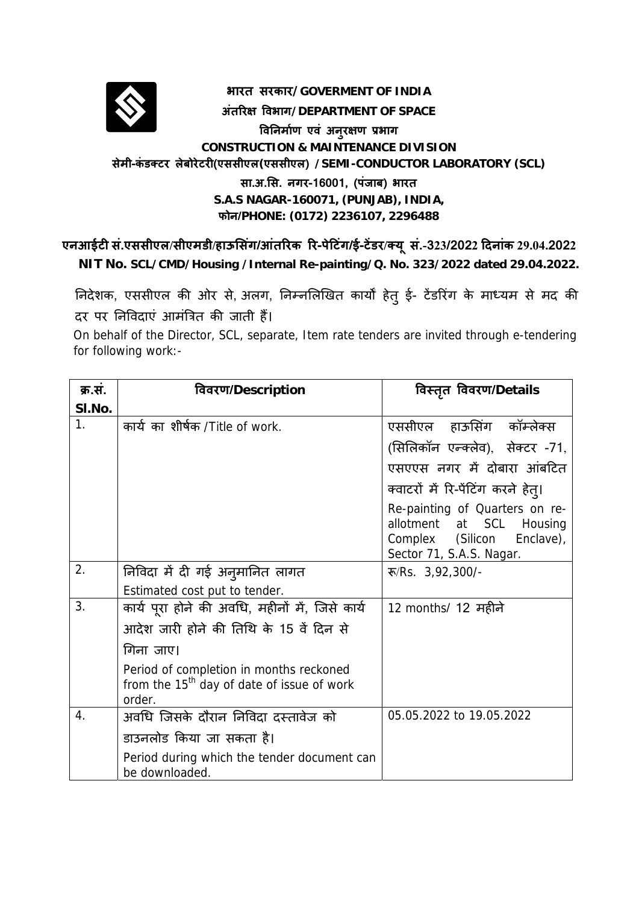**भारत सरकार/ GOVERMENT OF INDIA**

**अंतरिक्ष विभाग/ DEPARTMENT OF SPACE**

**विनिर्माण एवं अनुरक्षण प्रभाग**

**CONSTRUCTION & MAINTENANCE DIVISION**

**सेमी-कंडक्टर लेबोरेटरी(एससीएल(एससीएल) / SEMI-CONDUCTOR LABORATORY (SCL)**

**सा.अ.सि. नगर-16001, (पंजाब) भारत**

**S.A.S NAGAR-160071, (PUNJAB), INDIA,**

**फोन/PHONE: (0172) 2236107, 2296488**

**एनआईटी सं.एससीएल/सीएमडी/हाऊसिंग/आंतरिक रि-पेटिंग/ई-टेंडर/क्यू सं.-323/2022 दिनांक 29.04.2022**

**NIT No. SCL/CMD/Housing /Internal Re-painting/Q. No. 323/2022 dated 29.04.2022.**

निदेशक, एससीएल की ओर से, अलग, निम्नलिखित कार्यों हेतु ई- टेंडरिंग के माध्यम से मद की दर पर निविदाएं आमंत्रित की जाती हैं।

On behalf of the Director, SCL, separate, Item rate tenders are invited through e-tendering for following work:-

| क्र.सं. Sl.No. | विवरण/Description | विस्तृत विवरण/Details |
|---|---|---|
| 1. | कार्य का शीर्षक /Title of work. | एससीएल हाऊसिंग कॉम्प्लेक्स (सिलिकॉन एन्क्लेव), सेक्टर -71, एसएएस नगर में दोबारा आंबटित क्वाटरों में रि-पेंटिंग करने हेतु। Re-painting of Quarters on re-allotment at SCL Housing Complex (Silicon Enclave), Sector 71, S.A.S. Nagar. |
| 2. | निविदा में दी गई अनुमानित लागत Estimated cost put to tender. | रू/Rs. 3,92,300/- |
| 3. | कार्य पूरा होने की अवधि, महीनों में, जिसे कार्य आदेश जारी होने की तिथि के 15 वें दिन से गिना जाए। Period of completion in months reckoned from the 15th day of date of issue of work order. | 12 months/ 12 महीने |
| 4. | अवधि जिसके दौरान निविदा दस्तावेज को डाउनलोड किया जा सकता है। Period during which the tender document can be downloaded. | 05.05.2022 to 19.05.2022 |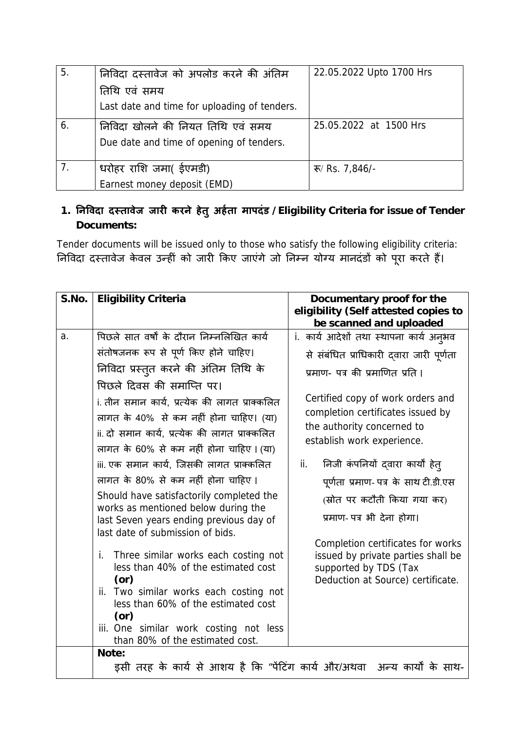| 5. | निविदा दस्तावेज को अपलोड करने की अंतिम तिथि एवं समय<br>Last date and time for uploading of tenders. | 22.05.2022 Upto 1700 Hrs |
|---|---|---|
| 6. | निविदा खोलने की नियत तिथि एवं समय<br>Due date and time of opening of tenders. | 25.05.2022 at 1500 Hrs |
| 7. | धरोहर राशि जमा( ईएमडी)<br>Earnest money deposit (EMD) | रू/ Rs. 7,846/- |

## 1. निविदा दस्तावेज जारी करने हेतु अर्हता मापदंड / Eligibility Criteria for issue of Tender Documents:

Tender documents will be issued only to those who satisfy the following eligibility criteria:
निविदा दस्तावेज केवल उन्हीं को जारी किए जाएंगे जो निम्न योग्य मानदंडों को पूरा करते हैं।

| S.No. | Eligibility Criteria | Documentary proof for the eligibility (Self attested copies to be scanned and uploaded |
|---|---|---|
| a. | पिछले सात वर्षों के दौरान निम्नलिखित कार्य संतोषजनक रूप से पूर्ण किए होने चाहिए। निविदा प्रस्तुत करने की अंतिम तिथि के पिछले दिवस की समाप्ति पर।<br>i. तीन समान कार्य, प्रत्येक की लागत प्राक्कलित लागत के 40% से कम नहीं होना चाहिए। (या)<br>ii. दो समान कार्य, प्रत्येक की लागत प्राक्कलित लागत के 60% से कम नहीं होना चाहिए। (या)<br>iii. एक समान कार्य, जिसकी लागत प्राक्कलित लागत के 80% से कम नहीं होना चाहिए।<br>Should have satisfactorily completed the works as mentioned below during the last Seven years ending previous day of last date of submission of bids.<br>i. Three similar works each costing not less than 40% of the estimated cost **(or)**<br>ii. Two similar works each costing not less than 60% of the estimated cost **(or)**<br>iii. One similar work costing not less than 80% of the estimated cost. | i. कार्य आदेशों तथा स्थापना कार्य अनुभव से संबंधित प्राधिकारी द्वारा जारी पूर्णता प्रमाण- पत्र की प्रमाणित प्रति।<br>Certified copy of work orders and completion certificates issued by the authority concerned to establish work experience.<br>ii. निजी कंपनियों द्वारा कार्यों हेतु पूर्णता प्रमाण- पत्र के साथ टी.डी.एस (स्रोत पर कटौती किया गया कर) प्रमाण- पत्र भी देना होगा।<br>Completion certificates for works issued by private parties shall be supported by TDS (Tax Deduction at Source) certificate. |
| | **Note:**<br>इसी तरह के कार्य से आशय है कि "पेंटिंग कार्य और/अथवा अन्य कार्यों के साथ- | |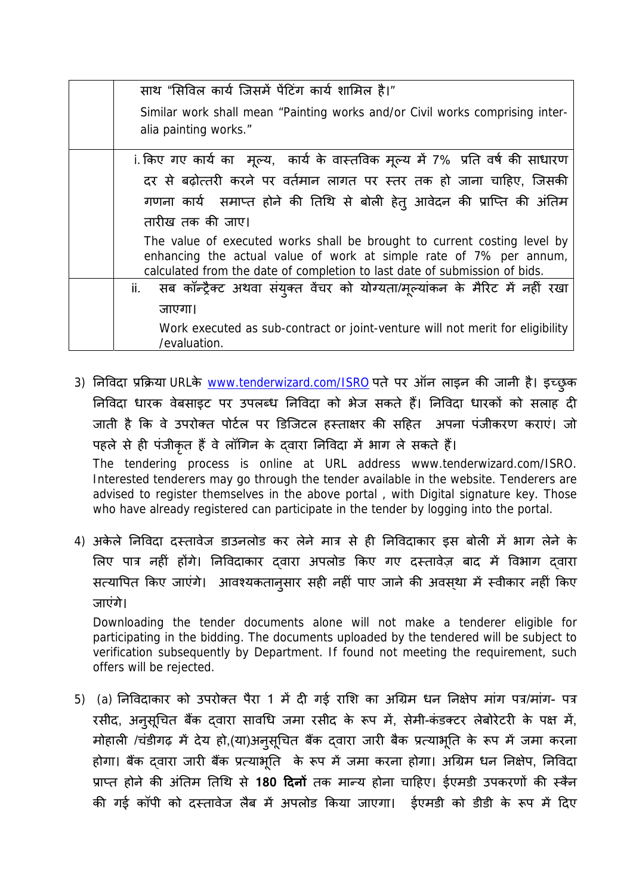| | |
|---|---|
| | साथ "सिविल कार्य जिसमें पेंटिंग कार्य शामिल है।"<br><br>Similar work shall mean "Painting works and/or Civil works comprising inter-alia painting works." |
| | i. किए गए कार्य का मूल्य, कार्य के वास्तविक मूल्य में 7% प्रति वर्ष की साधारण दर से बढ़ोत्तरी करने पर वर्तमान लागत पर स्तर तक हो जाना चाहिए, जिसकी गणना कार्य समाप्त होने की तिथि से बोली हेतु आवेदन की प्राप्ति की अंतिम तारीख तक की जाए।<br><br>The value of executed works shall be brought to current costing level by enhancing the actual value of work at simple rate of 7% per annum, calculated from the date of completion to last date of submission of bids. |
| | ii. सब कॉन्ट्रैक्ट अथवा संयुक्त वेंचर को योग्यता/मूल्यांकन के मैरिट में नहीं रखा जाएगा।<br><br>Work executed as sub-contract or joint-venture will not merit for eligibility /evaluation. |

3) निविदा प्रक्रिया URLके www.tenderwizard.com/ISRO पते पर ऑन लाइन की जानी है। इच्छुक निविदा धारक वेबसाइट पर उपलब्ध निविदा को भेज सकते हैं। निविदा धारकों को सलाह दी जाती है कि वे उपरोक्त पोर्टल पर डिजिटल हस्ताक्षर की सहित अपना पंजीकरण कराएं। जो पहले से ही पंजीकृत हैं वे लॉगिन के द्वारा निविदा में भाग ले सकते हैं।

The tendering process is online at URL address www.tenderwizard.com/ISRO. Interested tenderers may go through the tender available in the website. Tenderers are advised to register themselves in the above portal , with Digital signature key. Those who have already registered can participate in the tender by logging into the portal.

4) अकेले निविदा दस्तावेज डाउनलोड कर लेने मात्र से ही निविदाकार इस बोली में भाग लेने के लिए पात्र नहीं होंगे। निविदाकार द्वारा अपलोड किए गए दस्तावेज़ बाद में विभाग द्वारा सत्यापित किए जाएंगे। आवश्यकतानुसार सही नहीं पाए जाने की अवस्था में स्वीकार नहीं किए जाएंगे।

Downloading the tender documents alone will not make a tenderer eligible for participating in the bidding. The documents uploaded by the tendered will be subject to verification subsequently by Department. If found not meeting the requirement, such offers will be rejected.

5) (a) निविदाकार को उपरोक्त पैरा 1 में दी गई राशि का अग्रिम धन निक्षेप मांग पत्र/मांग- पत्र रसीद, अनुसूचित बैंक द्वारा सावधि जमा रसीद के रूप में, सेमी-कंडक्टर लेबोरेटरी के पक्ष में, मोहाली /चंडीगढ़ में देय हो,(या)अनुसूचित बैंक द्वारा जारी बैंक प्रत्याभूति के रूप में जमा करना होगा। बैंक द्वारा जारी बैंक प्रत्याभूति के रूप में जमा करना होगा। अग्रिम धन निक्षेप, निविदा प्राप्त होने की अंतिम तिथि से **180 दिनों** तक मान्य होना चाहिए। ईएमडी उपकरणों की स्कैन की गई कॉपी को दस्तावेज लैब में अपलोड किया जाएगा। ईएमडी को डीडी के रूप में दिए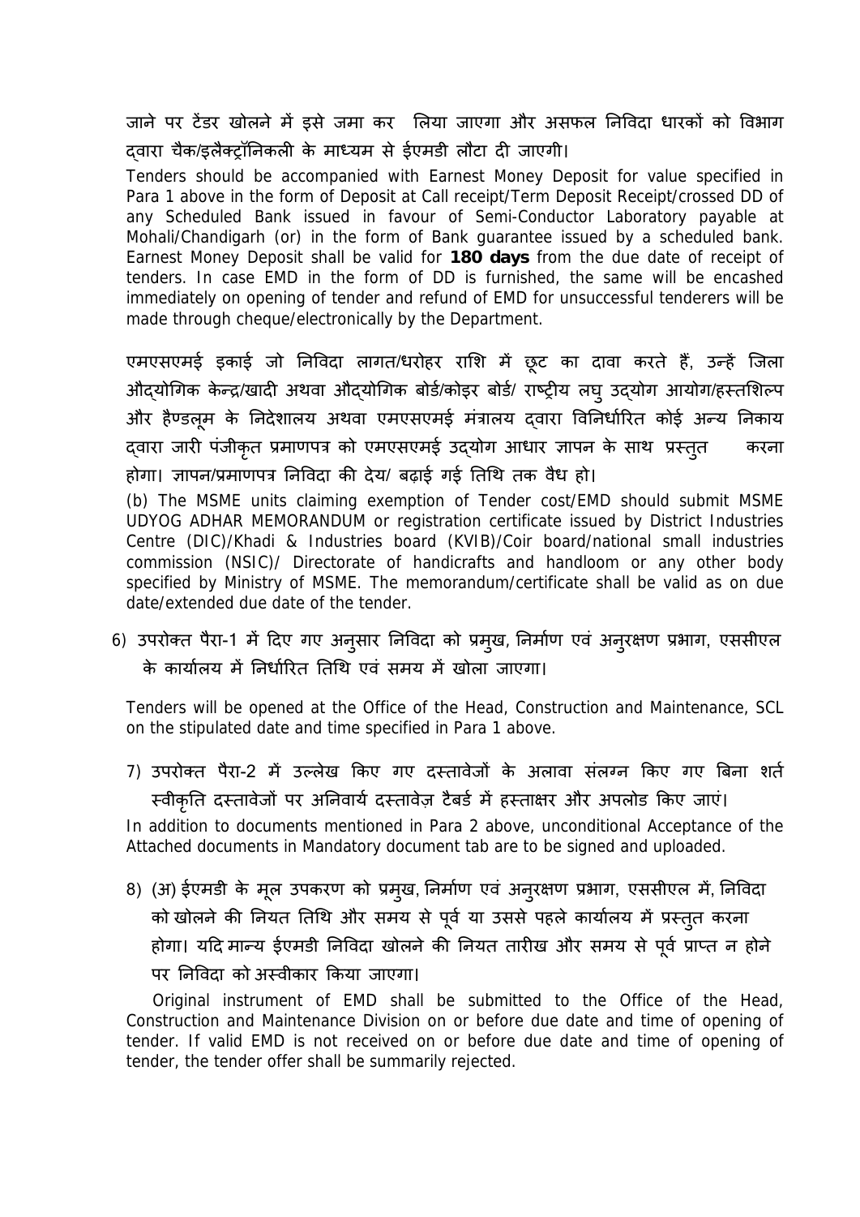जाने पर टेंडर खोलने में इसे जमा कर लिया जाएगा और असफल निविदा धारकों को विभाग द्वारा चैक/इलैक्ट्रॉनिकली के माध्यम से ईएमडी लौटा दी जाएगी।

Tenders should be accompanied with Earnest Money Deposit for value specified in Para 1 above in the form of Deposit at Call receipt/Term Deposit Receipt/crossed DD of any Scheduled Bank issued in favour of Semi-Conductor Laboratory payable at Mohali/Chandigarh (or) in the form of Bank guarantee issued by a scheduled bank. Earnest Money Deposit shall be valid for **180 days** from the due date of receipt of tenders. In case EMD in the form of DD is furnished, the same will be encashed immediately on opening of tender and refund of EMD for unsuccessful tenderers will be made through cheque/electronically by the Department.

एमएसएमई इकाई जो निविदा लागत/धरोहर राशि में छूट का दावा करते हैं, उन्हें जिला औद्योगिक केन्द्र/खादी अथवा औद्योगिक बोर्ड/कोइर बोर्ड/ राष्ट्रीय लघु उद्योग आयोग/हस्तशिल्प और हैण्डलूम के निदेशालय अथवा एमएसएमई मंत्रालय द्वारा विनिर्धारित कोई अन्य निकाय द्वारा जारी पंजीकृत प्रमाणपत्र को एमएसएमई उद्योग आधार ज्ञापन के साथ प्रस्तुत करना होगा। ज्ञापन/प्रमाणपत्र निविदा की देय/ बढ़ाई गई तिथि तक वैध हो।

(b) The MSME units claiming exemption of Tender cost/EMD should submit MSME UDYOG ADHAR MEMORANDUM or registration certificate issued by District Industries Centre (DIC)/Khadi & Industries board (KVIB)/Coir board/national small industries commission (NSIC)/ Directorate of handicrafts and handloom or any other body specified by Ministry of MSME. The memorandum/certificate shall be valid as on due date/extended due date of the tender.

6) उपरोक्त पैरा-1 में दिए गए अनुसार निविदा को प्रमुख, निर्माण एवं अनुरक्षण प्रभाग, एससीएल के कार्यालय में निर्धारित तिथि एवं समय में खोला जाएगा।

Tenders will be opened at the Office of the Head, Construction and Maintenance, SCL on the stipulated date and time specified in Para 1 above.

7) उपरोक्त पैरा-2 में उल्लेख किए गए दस्तावेजों के अलावा संलग्न किए गए बिना शर्त स्वीकृति दस्तावेजों पर अनिवार्य दस्तावेज़ टैबर्ड में हस्ताक्षर और अपलोड किए जाएं।

In addition to documents mentioned in Para 2 above, unconditional Acceptance of the Attached documents in Mandatory document tab are to be signed and uploaded.

8) (अ) ईएमडी के मूल उपकरण को प्रमुख, निर्माण एवं अनुरक्षण प्रभाग, एससीएल में, निविदा को खोलने की नियत तिथि और समय से पूर्व या उससे पहले कार्यालय में प्रस्तुत करना होगा। यदि मान्य ईएमडी निविदा खोलने की नियत तारीख और समय से पूर्व प्राप्त न होने पर निविदा को अस्वीकार किया जाएगा।

Original instrument of EMD shall be submitted to the Office of the Head, Construction and Maintenance Division on or before due date and time of opening of tender. If valid EMD is not received on or before due date and time of opening of tender, the tender offer shall be summarily rejected.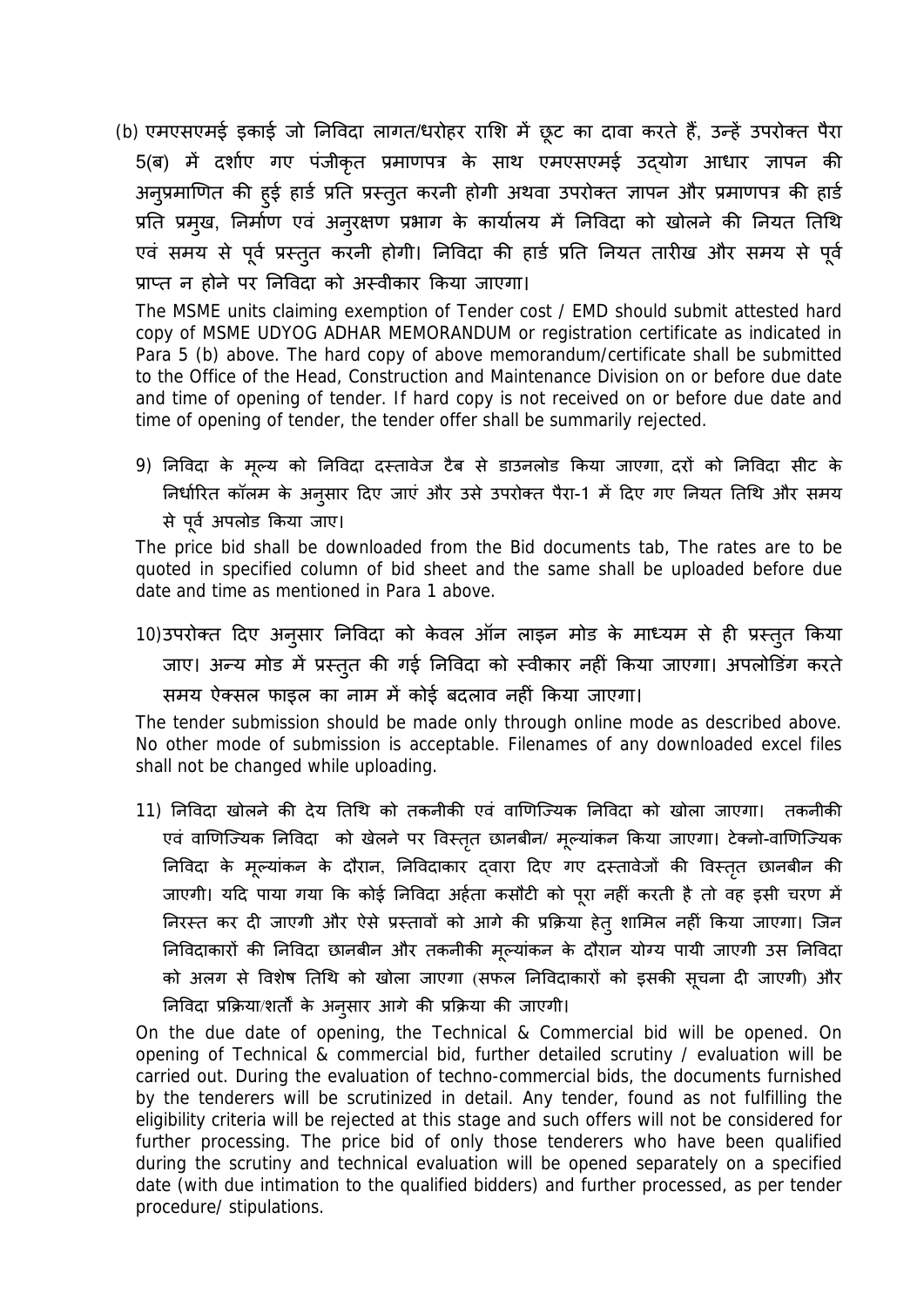(b) एमएसएमई इकाई जो निविदा लागत/धरोहर राशि में छूट का दावा करते हैं, उन्हें उपरोक्त पैरा 5(ब) में दर्शाए गए पंजीकृत प्रमाणपत्र के साथ एमएसएमई उद्योग आधार ज्ञापन की अनुप्रमाणित की हुई हार्ड प्रति प्रस्तुत करनी होगी अथवा उपरोक्त ज्ञापन और प्रमाणपत्र की हार्ड प्रति प्रमुख, निर्माण एवं अनुरक्षण प्रभाग के कार्यालय में निविदा को खोलने की नियत तिथि एवं समय से पूर्व प्रस्तुत करनी होगी। निविदा की हार्ड प्रति नियत तारीख और समय से पूर्व प्राप्त न होने पर निविदा को अस्वीकार किया जाएगा।

The MSME units claiming exemption of Tender cost / EMD should submit attested hard copy of MSME UDYOG ADHAR MEMORANDUM or registration certificate as indicated in Para 5 (b) above. The hard copy of above memorandum/certificate shall be submitted to the Office of the Head, Construction and Maintenance Division on or before due date and time of opening of tender. If hard copy is not received on or before due date and time of opening of tender, the tender offer shall be summarily rejected.

9) निविदा के मूल्य को निविदा दस्तावेज टैब से डाउनलोड किया जाएगा, दरों को निविदा सीट के निर्धारित कॉलम के अनुसार दिए जाएं और उसे उपरोक्त पैरा-1 में दिए गए नियत तिथि और समय से पूर्व अपलोड किया जाए।

The price bid shall be downloaded from the Bid documents tab, The rates are to be quoted in specified column of bid sheet and the same shall be uploaded before due date and time as mentioned in Para 1 above.

10) उपरोक्त दिए अनुसार निविदा को केवल ऑन लाइन मोड के माध्यम से ही प्रस्तुत किया जाए। अन्य मोड में प्रस्तुत की गई निविदा को स्वीकार नहीं किया जाएगा। अपलोडिंग करते समय ऐक्सल फाइल का नाम में कोई बदलाव नहीं किया जाएगा।

The tender submission should be made only through online mode as described above. No other mode of submission is acceptable. Filenames of any downloaded excel files shall not be changed while uploading.

11) निविदा खोलने की देय तिथि को तकनीकी एवं वाणिज्यिक निविदा को खोला जाएगा। तकनीकी एवं वाणिज्यिक निविदा को खेलने पर विस्तृत छानबीन/ मूल्यांकन किया जाएगा। टेक्नो-वाणिज्यिक निविदा के मूल्यांकन के दौरान, निविदाकार द्वारा दिए गए दस्तावेजों की विस्तृत छानबीन की जाएगी। यदि पाया गया कि कोई निविदा अर्हता कसौटी को पूरा नहीं करती है तो वह इसी चरण में निरस्त कर दी जाएगी और ऐसे प्रस्तावों को आगे की प्रक्रिया हेतु शामिल नहीं किया जाएगा। जिन निविदाकारों की निविदा छानबीन और तकनीकी मूल्यांकन के दौरान योग्य पायी जाएगी उस निविदा को अलग से विशेष तिथि को खोला जाएगा (सफल निविदाकारों को इसकी सूचना दी जाएगी) और निविदा प्रक्रिया/शर्तों के अनुसार आगे की प्रक्रिया की जाएगी।

On the due date of opening, the Technical & Commercial bid will be opened. On opening of Technical & commercial bid, further detailed scrutiny / evaluation will be carried out. During the evaluation of techno-commercial bids, the documents furnished by the tenderers will be scrutinized in detail. Any tender, found as not fulfilling the eligibility criteria will be rejected at this stage and such offers will not be considered for further processing. The price bid of only those tenderers who have been qualified during the scrutiny and technical evaluation will be opened separately on a specified date (with due intimation to the qualified bidders) and further processed, as per tender procedure/ stipulations.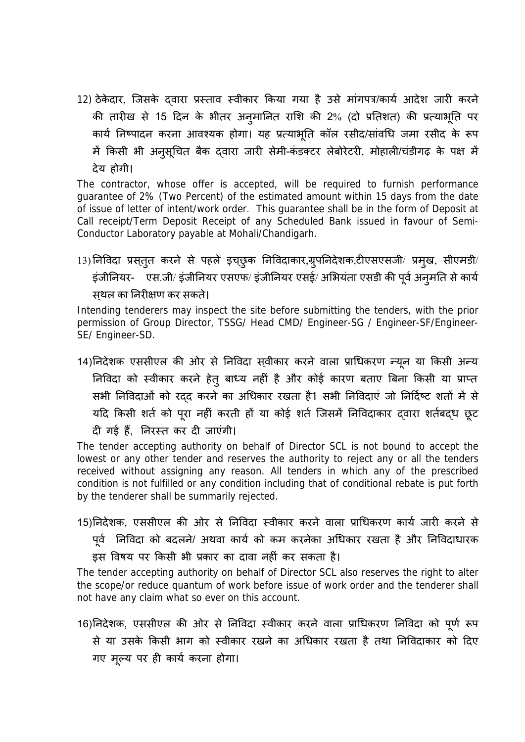12) ठेकेदार, जिसके द्वारा प्रस्ताव स्वीकार किया गया है उसे मांगपत्र/कार्य आदेश जारी करने की तारीख से 15 दिन के भीतर अनुमानित राशि की 2% (दो प्रतिशत) की प्रत्याभूति पर कार्य निष्पादन करना आवश्यक होगा। यह प्रत्याभूति कॉल रसीद/सांवधि जमा रसीद के रूप में किसी भी अनुसूचित बैंक द्वारा जारी सेमी-कंडक्टर लेबोरेटरी, मोहाली/चंडीगढ़ के पक्ष में देय होगी।

The contractor, whose offer is accepted, will be required to furnish performance guarantee of 2% (Two Percent) of the estimated amount within 15 days from the date of issue of letter of intent/work order. This guarantee shall be in the form of Deposit at Call receipt/Term Deposit Receipt of any Scheduled Bank issued in favour of Semi-Conductor Laboratory payable at Mohali/Chandigarh.

13) निविदा प्रस्तुत करने से पहले इच्छुक निविदाकार,ग्रुपनिदेशक,टीएसएसजी/ प्रमुख, सीएमडी/ इंजीनियर- एस.जी/ इंजीनियर एसएफ/ इंजीनियर एसई/ अभियंता एसडी की पूर्व अनुमति से कार्य स्थल का निरीक्षण कर सकते।

Intending tenderers may inspect the site before submitting the tenders, with the prior permission of Group Director, TSSG/ Head CMD/ Engineer-SG / Engineer-SF/Engineer-SE/ Engineer-SD.

14) निदेशक एससीएल की ओर से निविदा स्वीकार करने वाला प्राधिकरण न्यून या किसी अन्य निविदा को स्वीकार करने हेतु बाध्य नहीं है और कोई कारण बताए बिना किसी या प्राप्त सभी निविदाओं को रद्द करने का अधिकार रखता है1 सभी निविदाएं जो निर्दिष्ट शर्तों में से यदि किसी शर्त को पूरा नहीं करती हों या कोई शर्त जिसमें निविदाकार द्वारा शर्तबद्ध छूट दी गई हैं, निरस्त कर दी जाएंगी।

The tender accepting authority on behalf of Director SCL is not bound to accept the lowest or any other tender and reserves the authority to reject any or all the tenders received without assigning any reason. All tenders in which any of the prescribed condition is not fulfilled or any condition including that of conditional rebate is put forth by the tenderer shall be summarily rejected.

15) निदेशक, एससीएल की ओर से निविदा स्वीकार करने वाला प्राधिकरण कार्य जारी करने से पूर्व निविदा को बदलने/ अथवा कार्य को कम करनेका अधिकार रखता है और निविदाधारक इस विषय पर किसी भी प्रकार का दावा नहीं कर सकता है।

The tender accepting authority on behalf of Director SCL also reserves the right to alter the scope/or reduce quantum of work before issue of work order and the tenderer shall not have any claim what so ever on this account.

16) निदेशक, एससीएल की ओर से निविदा स्वीकार करने वाला प्राधिकरण निविदा को पूर्ण रूप से या उसके किसी भाग को स्वीकार रखने का अधिकार रखता है तथा निविदाकार को दिए गए मूल्य पर ही कार्य करना होगा।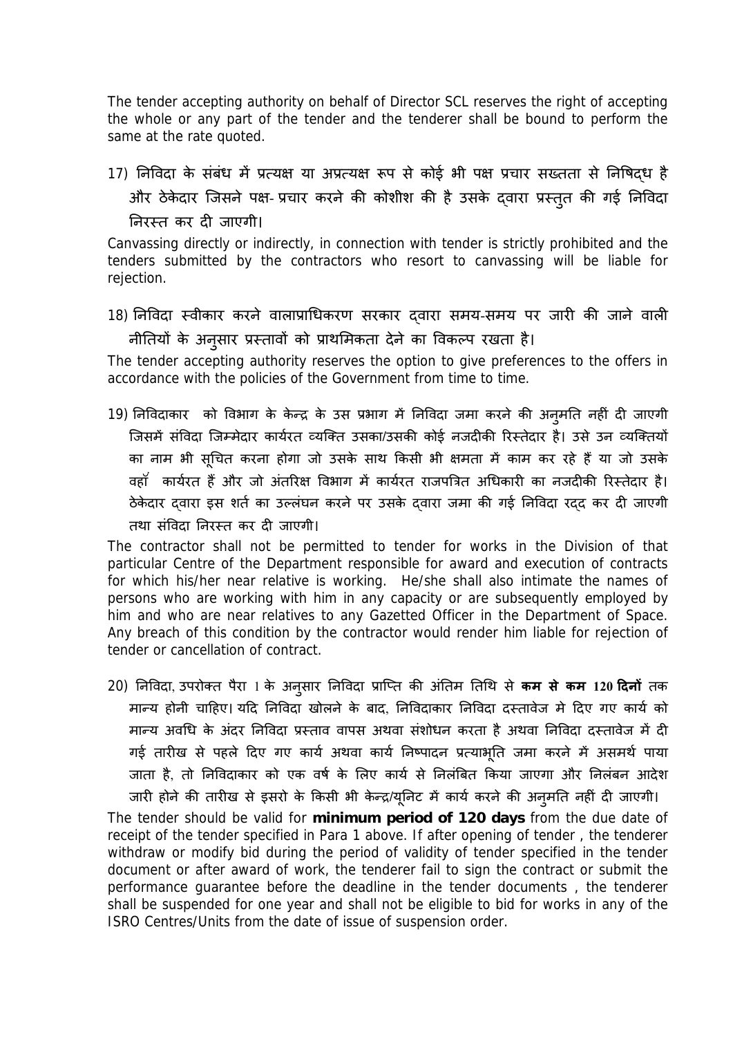The tender accepting authority on behalf of Director SCL reserves the right of accepting the whole or any part of the tender and the tenderer shall be bound to perform the same at the rate quoted.

17) निविदा के संबंध में प्रत्यक्ष या अप्रत्यक्ष रूप से कोई भी पक्ष प्रचार सख्तता से निषिद्ध है और ठेकेदार जिसने पक्ष- प्रचार करने की कोशीश की है उसके द्वारा प्रस्तुत की गई निविदा निरस्त कर दी जाएगी।

Canvassing directly or indirectly, in connection with tender is strictly prohibited and the tenders submitted by the contractors who resort to canvassing will be liable for rejection.

18) निविदा स्वीकार करने वालाप्राधिकरण सरकार द्वारा समय-समय पर जारी की जाने वाली नीतियों के अनुसार प्रस्तावों को प्राथमिकता देने का विकल्प रखता है।

The tender accepting authority reserves the option to give preferences to the offers in accordance with the policies of the Government from time to time.

19) निविदाकार को विभाग के केन्द्र के उस प्रभाग में निविदा जमा करने की अनुमति नहीं दी जाएगी जिसमें संविदा जिम्मेदार कार्यरत व्यक्ति उसका/उसकी कोई नजदीकी रिस्तेदार है। उसे उन व्यक्तियों का नाम भी सूचित करना होगा जो उसके साथ किसी भी क्षमता में काम कर रहे हैं या जो उसके वहॉ कार्यरत हैं और जो अंतरिक्ष विभाग में कार्यरत राजपत्रित अधिकारी का नजदीकी रिस्तेदार है। ठेकेदार द्वारा इस शर्त का उल्लंघन करने पर उसके द्वारा जमा की गई निविदा रद्द कर दी जाएगी तथा संविदा निरस्त कर दी जाएगी।

The contractor shall not be permitted to tender for works in the Division of that particular Centre of the Department responsible for award and execution of contracts for which his/her near relative is working. He/she shall also intimate the names of persons who are working with him in any capacity or are subsequently employed by him and who are near relatives to any Gazetted Officer in the Department of Space. Any breach of this condition by the contractor would render him liable for rejection of tender or cancellation of contract.

20) निविदा, उपरोक्त पैरा 1 के अनुसार निविदा प्राप्ति की अंतिम तिथि से **कम से कम 120 दिनों** तक मान्य होनी चाहिए। यदि निविदा खोलने के बाद, निविदाकार निविदा दस्तावेज मे दिए गए कार्य को मान्य अवधि के अंदर निविदा प्रस्ताव वापस अथवा संशोधन करता है अथवा निविदा दस्तावेज में दी गई तारीख से पहले दिए गए कार्य अथवा कार्य निष्पादन प्रत्याभूति जमा करने में असमर्थ पाया जाता है, तो निविदाकार को एक वर्ष के लिए कार्य से निलंबित किया जाएगा और निलंबन आदेश जारी होने की तारीख से इसरो के किसी भी केन्द्र/यूनिट में कार्य करने की अनुमति नहीं दी जाएगी।

The tender should be valid for **minimum period of 120 days** from the due date of receipt of the tender specified in Para 1 above. If after opening of tender , the tenderer withdraw or modify bid during the period of validity of tender specified in the tender document or after award of work, the tenderer fail to sign the contract or submit the performance guarantee before the deadline in the tender documents , the tenderer shall be suspended for one year and shall not be eligible to bid for works in any of the ISRO Centres/Units from the date of issue of suspension order.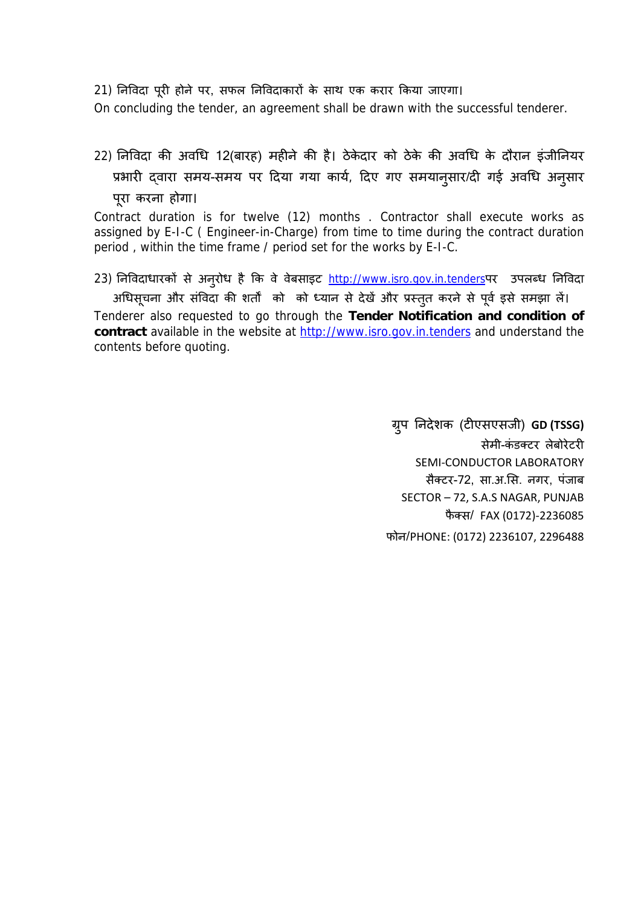21) निविदा पूरी होने पर, सफल निविदाकारों के साथ एक करार किया जाएगा।

On concluding the tender, an agreement shall be drawn with the successful tenderer.

22) निविदा की अवधि 12(बारह) महीने की है। ठेकेदार को ठेके की अवधि के दौरान इंजीनियर प्रभारी द्वारा समय-समय पर दिया गया कार्य, दिए गए समयानुसार/दी गई अवधि अनुसार पूरा करना होगा।

Contract duration is for twelve (12) months . Contractor shall execute works as assigned by E-I-C ( Engineer-in-Charge) from time to time during the contract duration period , within the time frame / period set for the works by E-I-C.

23) निविदाधारकों से अनुरोध है कि वे वेबसाइट http://www.isro.gov.in.tendersपर उपलब्ध निविदा अधिसूचना और संविदा की शर्तों को को ध्यान से देखें और प्रस्तुत करने से पूर्व इसे समझा लें।

Tenderer also requested to go through the **Tender Notification and condition of contract** available in the website at http://www.isro.gov.in.tenders and understand the contents before quoting.

ग्रुप निदेशक (टीएसएसजी) **GD (TSSG)**
सेमी-कंडक्टर लेबोरेटरी
SEMI-CONDUCTOR LABORATORY
सैक्टर-72, सा.अ.सि. नगर, पंजाब
SECTOR – 72, S.A.S NAGAR, PUNJAB
फैक्स/ FAX (0172)-2236085
फोन/PHONE: (0172) 2236107, 2296488